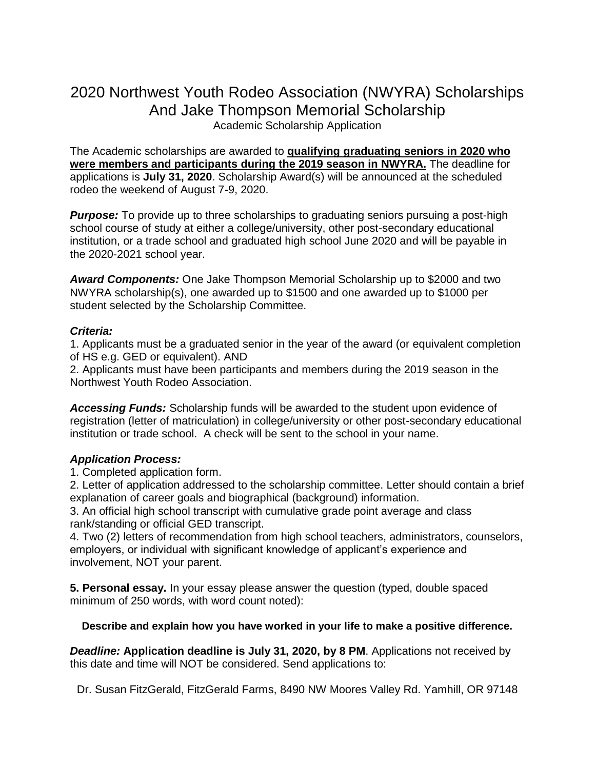# 2020 Northwest Youth Rodeo Association (NWYRA) Scholarships And Jake Thompson Memorial Scholarship

Academic Scholarship Application

The Academic scholarships are awarded to **qualifying graduating seniors in 2020 who were members and participants during the 2019 season in NWYRA.** The deadline for applications is **July 31, 2020**. Scholarship Award(s) will be announced at the scheduled rodeo the weekend of August 7-9, 2020.

***Purpose:*** To provide up to three scholarships to graduating seniors pursuing a post-high school course of study at either a college/university, other post-secondary educational institution, or a trade school and graduated high school June 2020 and will be payable in the 2020-2021 school year.

***Award Components:*** One Jake Thompson Memorial Scholarship up to $2000 and two NWYRA scholarship(s), one awarded up to $1500 and one awarded up to $1000 per student selected by the Scholarship Committee.

***Criteria:***

1. Applicants must be a graduated senior in the year of the award (or equivalent completion of HS e.g. GED or equivalent). AND
2. Applicants must have been participants and members during the 2019 season in the Northwest Youth Rodeo Association.

***Accessing Funds:*** Scholarship funds will be awarded to the student upon evidence of registration (letter of matriculation) in college/university or other post-secondary educational institution or trade school. A check will be sent to the school in your name.

***Application Process:***

1. Completed application form.
2. Letter of application addressed to the scholarship committee. Letter should contain a brief explanation of career goals and biographical (background) information.
3. An official high school transcript with cumulative grade point average and class rank/standing or official GED transcript.
4. Two (2) letters of recommendation from high school teachers, administrators, counselors, employers, or individual with significant knowledge of applicant's experience and involvement, NOT your parent.

**5. Personal essay.** In your essay please answer the question (typed, double spaced minimum of 250 words, with word count noted):

**Describe and explain how you have worked in your life to make a positive difference.**

***Deadline:*** **Application deadline is July 31, 2020, by 8 PM**. Applications not received by this date and time will NOT be considered. Send applications to:

Dr. Susan FitzGerald, FitzGerald Farms, 8490 NW Moores Valley Rd. Yamhill, OR 97148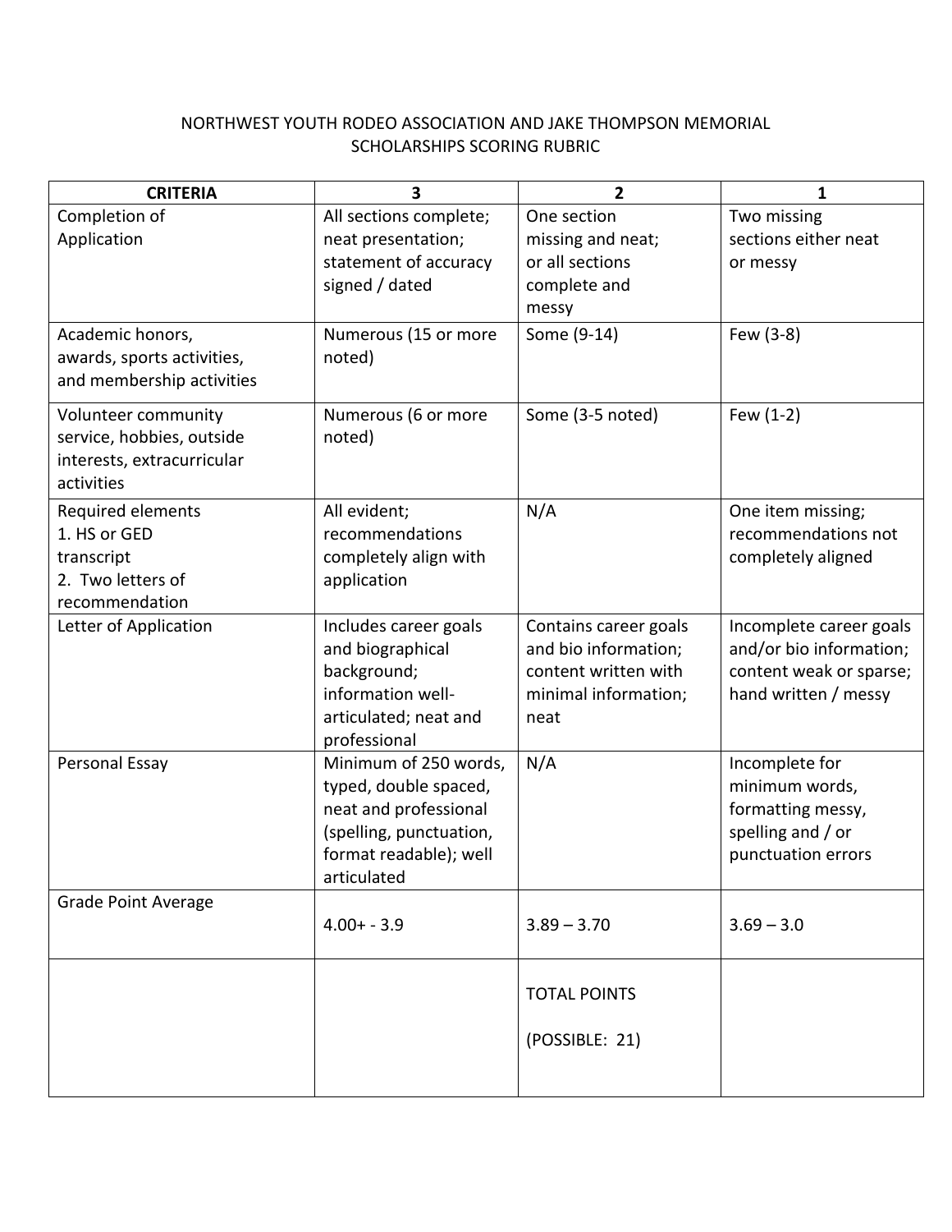# NORTHWEST YOUTH RODEO ASSOCIATION AND JAKE THOMPSON MEMORIAL SCHOLARSHIPS SCORING RUBRIC

| CRITERIA | 3 | 2 | 1 |
|---|---|---|---|
| Completion of Application | All sections complete; neat presentation; statement of accuracy signed / dated | One section missing and neat; or all sections complete and messy | Two missing sections either neat or messy |
| Academic honors, awards, sports activities, and membership activities | Numerous (15 or more noted) | Some (9-14) | Few (3-8) |
| Volunteer community service, hobbies, outside interests, extracurricular activities | Numerous (6 or more noted) | Some (3-5 noted) | Few (1-2) |
| Required elements 1. HS or GED transcript 2. Two letters of recommendation | All evident; recommendations completely align with application | N/A | One item missing; recommendations not completely aligned |
| Letter of Application | Includes career goals and biographical background; information well-articulated; neat and professional | Contains career goals and bio information; content written with minimal information; neat | Incomplete career goals and/or bio information; content weak or sparse; hand written / messy |
| Personal Essay | Minimum of 250 words, typed, double spaced, neat and professional (spelling, punctuation, format readable); well articulated | N/A | Incomplete for minimum words, formatting messy, spelling and / or punctuation errors |
| Grade Point Average | 4.00+ - 3.9 | 3.89 – 3.70 | 3.69 – 3.0 |
| | | TOTAL POINTS (POSSIBLE: 21) | |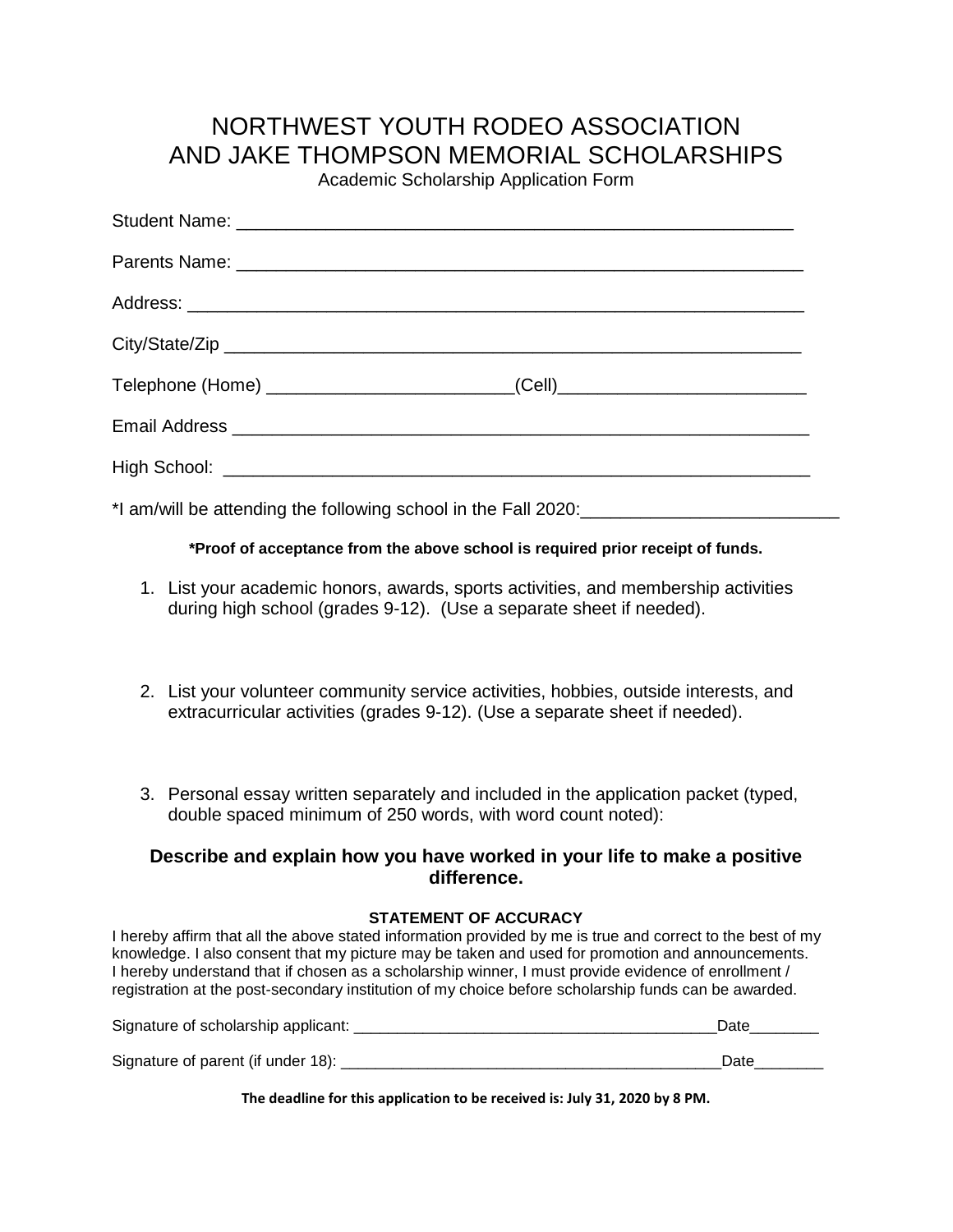# NORTHWEST YOUTH RODEO ASSOCIATION AND JAKE THOMPSON MEMORIAL SCHOLARSHIPS

Academic Scholarship Application Form

Student Name: ___________________________________________________________

Parents Name: ___________________________________________________________

Address: ________________________________________________________________

City/State/Zip ____________________________________________________________

Telephone (Home) _________________________(Cell)_________________________

Email Address ____________________________________________________________

High School: _____________________________________________________________

*I am/will be attending the following school in the Fall 2020:__________________________

**\*Proof of acceptance from the above school is required prior receipt of funds.**

1. List your academic honors, awards, sports activities, and membership activities during high school (grades 9-12). (Use a separate sheet if needed).

2. List your volunteer community service activities, hobbies, outside interests, and extracurricular activities (grades 9-12). (Use a separate sheet if needed).

3. Personal essay written separately and included in the application packet (typed, double spaced minimum of 250 words, with word count noted):

**Describe and explain how you have worked in your life to make a positive difference.**

**STATEMENT OF ACCURACY**

I hereby affirm that all the above stated information provided by me is true and correct to the best of my knowledge. I also consent that my picture may be taken and used for promotion and announcements. I hereby understand that if chosen as a scholarship winner, I must provide evidence of enrollment / registration at the post-secondary institution of my choice before scholarship funds can be awarded.

Signature of scholarship applicant: ___________________________________________Date________

Signature of parent (if under 18): _____________________________________________Date________

**The deadline for this application to be received is: July 31, 2020 by 8 PM.**